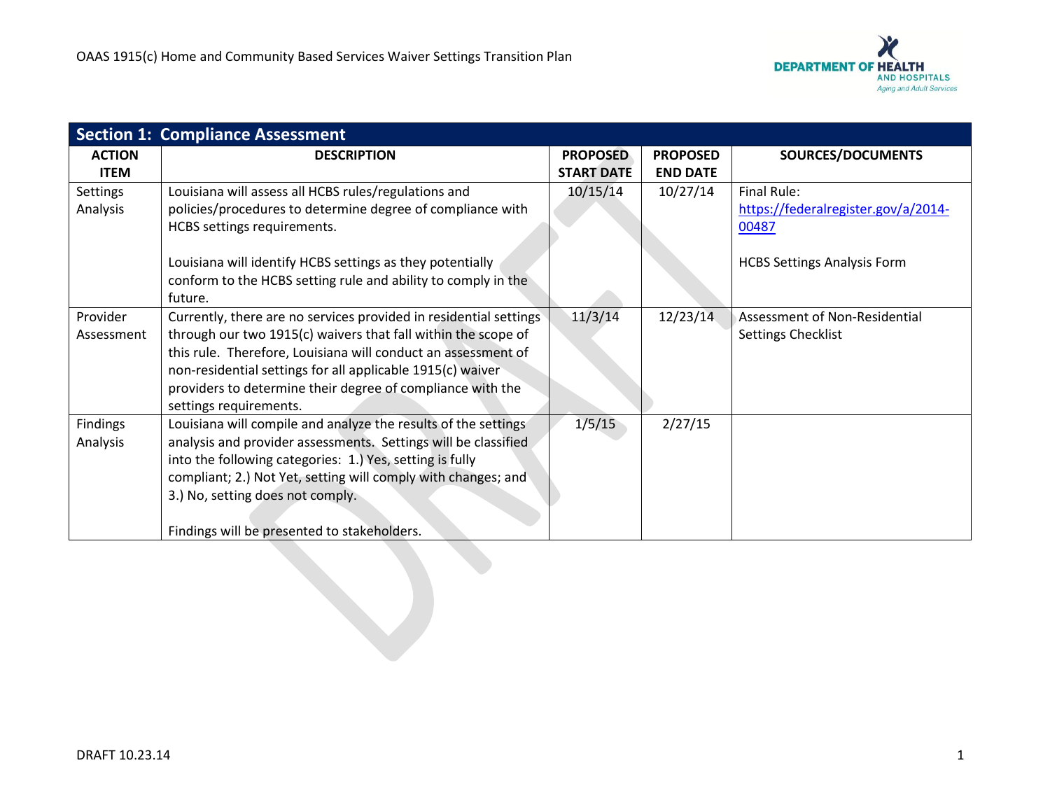## Section 1: Compliance Assessment

| ACTION ITEM | DESCRIPTION | PROPOSED START DATE | PROPOSED END DATE | SOURCES/DOCUMENTS |
|---|---|---|---|---|
| Settings Analysis | Louisiana will assess all HCBS rules/regulations and policies/procedures to determine degree of compliance with HCBS settings requirements.<br><br>Louisiana will identify HCBS settings as they potentially conform to the HCBS setting rule and ability to comply in the future. | 10/15/14 | 10/27/14 | Final Rule: https://federalregister.gov/a/2014-00487<br><br>HCBS Settings Analysis Form |
| Provider Assessment | Currently, there are no services provided in residential settings through our two 1915(c) waivers that fall within the scope of this rule. Therefore, Louisiana will conduct an assessment of non-residential settings for all applicable 1915(c) waiver providers to determine their degree of compliance with the settings requirements. | 11/3/14 | 12/23/14 | Assessment of Non-Residential Settings Checklist |
| Findings Analysis | Louisiana will compile and analyze the results of the settings analysis and provider assessments. Settings will be classified into the following categories: 1.) Yes, setting is fully compliant; 2.) Not Yet, setting will comply with changes; and 3.) No, setting does not comply.<br><br>Findings will be presented to stakeholders. | 1/5/15 | 2/27/15 | |

DRAFT 10.23.14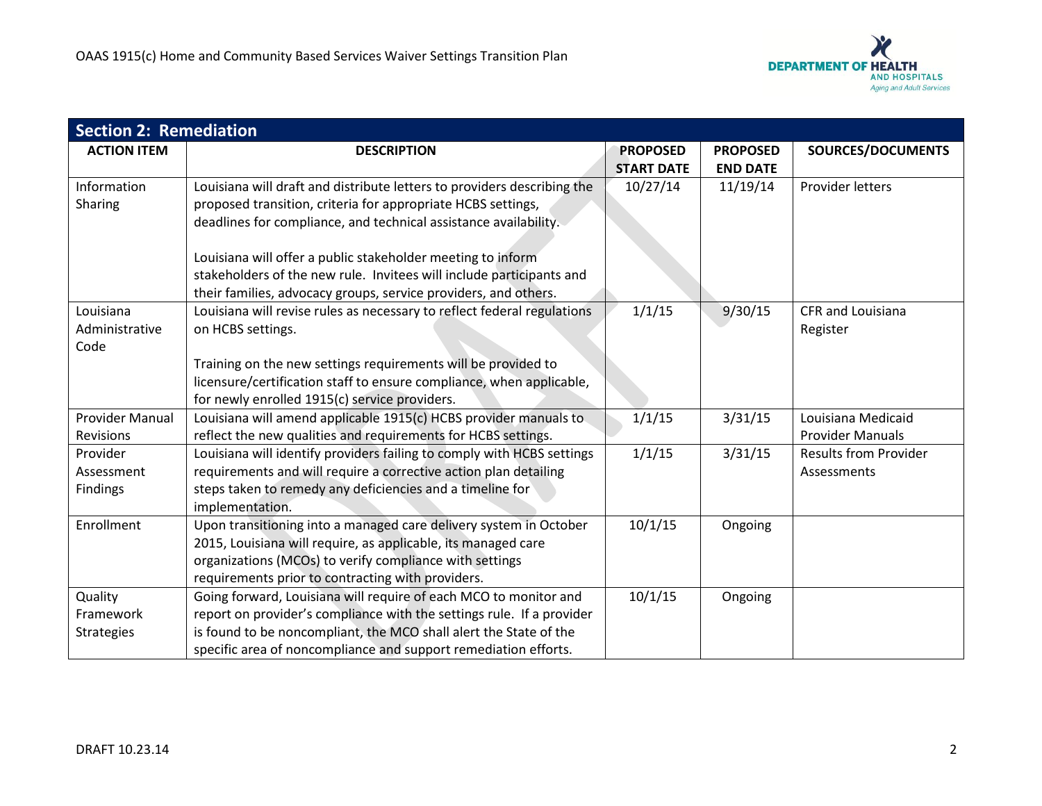## Section 2: Remediation

| ACTION ITEM | DESCRIPTION | PROPOSED START DATE | PROPOSED END DATE | SOURCES/DOCUMENTS |
|---|---|---|---|---|
| Information Sharing | Louisiana will draft and distribute letters to providers describing the proposed transition, criteria for appropriate HCBS settings, deadlines for compliance, and technical assistance availability.<br><br>Louisiana will offer a public stakeholder meeting to inform stakeholders of the new rule. Invitees will include participants and their families, advocacy groups, service providers, and others. | 10/27/14 | 11/19/14 | Provider letters |
| Louisiana Administrative Code | Louisiana will revise rules as necessary to reflect federal regulations on HCBS settings.<br><br>Training on the new settings requirements will be provided to licensure/certification staff to ensure compliance, when applicable, for newly enrolled 1915(c) service providers. | 1/1/15 | 9/30/15 | CFR and Louisiana Register |
| Provider Manual Revisions | Louisiana will amend applicable 1915(c) HCBS provider manuals to reflect the new qualities and requirements for HCBS settings. | 1/1/15 | 3/31/15 | Louisiana Medicaid Provider Manuals |
| Provider Assessment Findings | Louisiana will identify providers failing to comply with HCBS settings requirements and will require a corrective action plan detailing steps taken to remedy any deficiencies and a timeline for implementation. | 1/1/15 | 3/31/15 | Results from Provider Assessments |
| Enrollment | Upon transitioning into a managed care delivery system in October 2015, Louisiana will require, as applicable, its managed care organizations (MCOs) to verify compliance with settings requirements prior to contracting with providers. | 10/1/15 | Ongoing | |
| Quality Framework Strategies | Going forward, Louisiana will require of each MCO to monitor and report on provider's compliance with the settings rule. If a provider is found to be noncompliant, the MCO shall alert the State of the specific area of noncompliance and support remediation efforts. | 10/1/15 | Ongoing | |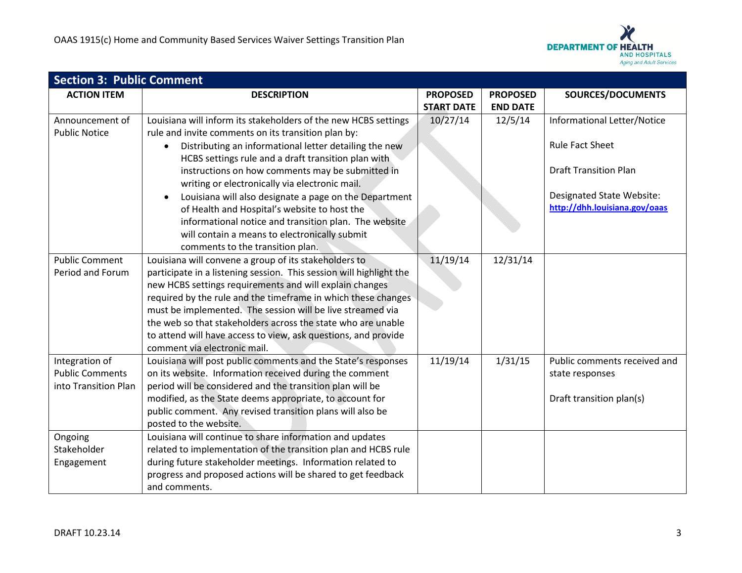## Section 3: Public Comment

| ACTION ITEM | DESCRIPTION | PROPOSED START DATE | PROPOSED END DATE | SOURCES/DOCUMENTS |
|---|---|---|---|---|
| Announcement of Public Notice | Louisiana will inform its stakeholders of the new HCBS settings rule and invite comments on its transition plan by: <br>• Distributing an informational letter detailing the new HCBS settings rule and a draft transition plan with instructions on how comments may be submitted in writing or electronically via electronic mail. <br>• Louisiana will also designate a page on the Department of Health and Hospital's website to host the informational notice and transition plan. The website will contain a means to electronically submit comments to the transition plan. | 10/27/14 | 12/5/14 | Informational Letter/Notice <br><br>Rule Fact Sheet <br><br>Draft Transition Plan <br><br>Designated State Website: **http://dhh.louisiana.gov/oaas** |
| Public Comment Period and Forum | Louisiana will convene a group of its stakeholders to participate in a listening session. This session will highlight the new HCBS settings requirements and will explain changes required by the rule and the timeframe in which these changes must be implemented. The session will be live streamed via the web so that stakeholders across the state who are unable to attend will have access to view, ask questions, and provide comment via electronic mail. | 11/19/14 | 12/31/14 | |
| Integration of Public Comments into Transition Plan | Louisiana will post public comments and the State's responses on its website. Information received during the comment period will be considered and the transition plan will be modified, as the State deems appropriate, to account for public comment. Any revised transition plans will also be posted to the website. | 11/19/14 | 1/31/15 | Public comments received and state responses <br><br>Draft transition plan(s) |
| Ongoing Stakeholder Engagement | Louisiana will continue to share information and updates related to implementation of the transition plan and HCBS rule during future stakeholder meetings. Information related to progress and proposed actions will be shared to get feedback and comments. | | | |

DRAFT 10.23.14